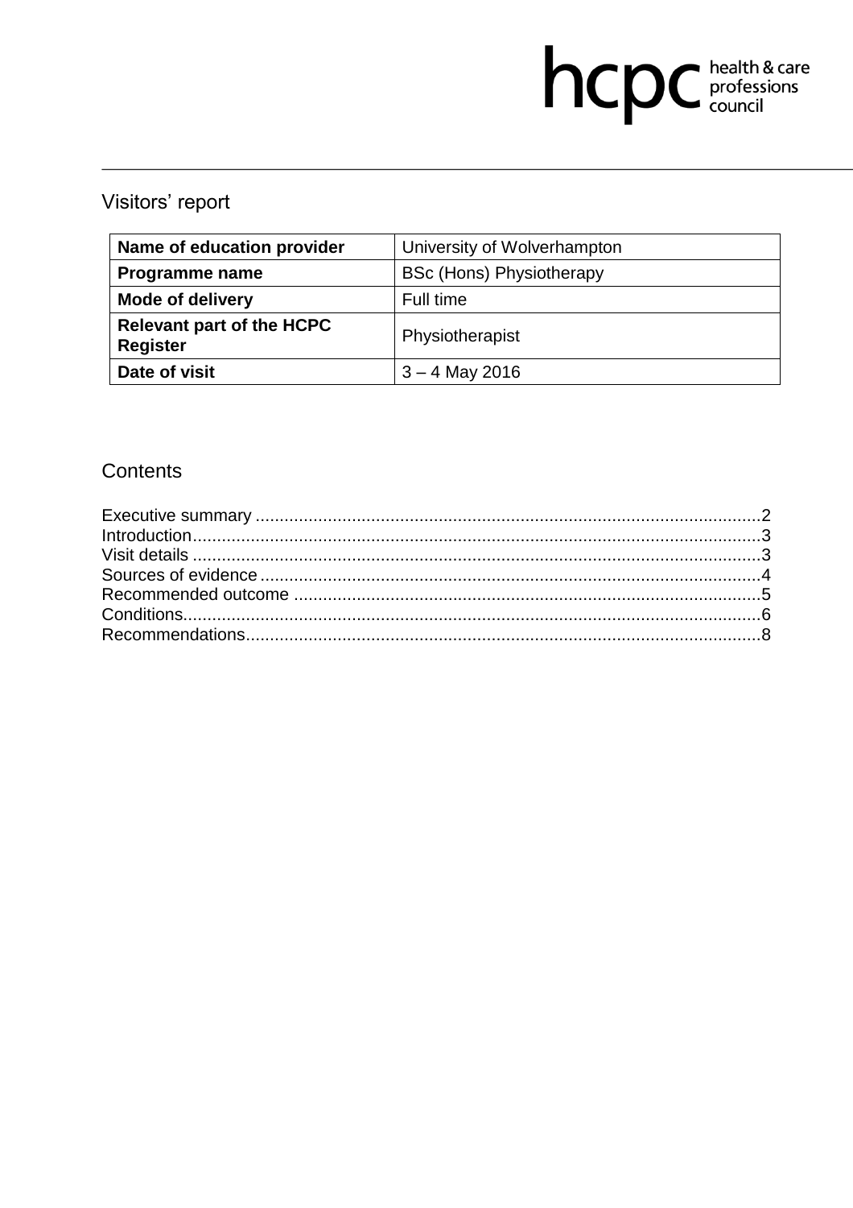hcpc health & care professions council

# Visitors' report

| Name of education provider | University of Wolverhampton |
|---|---|
| Programme name | BSc (Hons) Physiotherapy |
| Mode of delivery | Full time |
| Relevant part of the HCPC Register | Physiotherapist |
| Date of visit | 3 – 4 May 2016 |

## Contents

Executive summary ........................................................................................................2
Introduction.....................................................................................................................3
Visit details .....................................................................................................................3
Sources of evidence .......................................................................................................4
Recommended outcome ................................................................................................5
Conditions.......................................................................................................................6
Recommendations..........................................................................................................8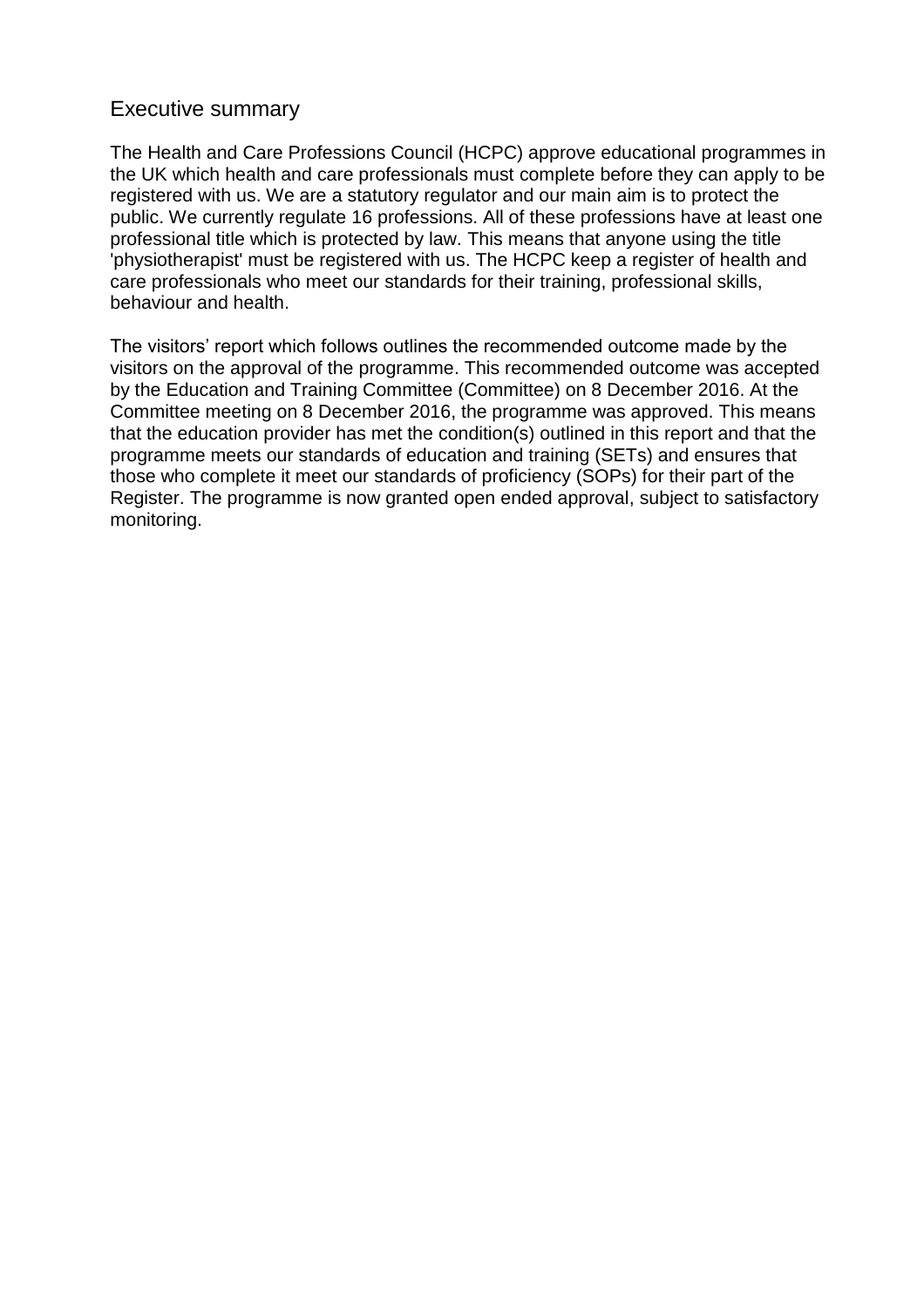## Executive summary

The Health and Care Professions Council (HCPC) approve educational programmes in the UK which health and care professionals must complete before they can apply to be registered with us. We are a statutory regulator and our main aim is to protect the public. We currently regulate 16 professions. All of these professions have at least one professional title which is protected by law. This means that anyone using the title 'physiotherapist' must be registered with us. The HCPC keep a register of health and care professionals who meet our standards for their training, professional skills, behaviour and health.

The visitors' report which follows outlines the recommended outcome made by the visitors on the approval of the programme. This recommended outcome was accepted by the Education and Training Committee (Committee) on 8 December 2016. At the Committee meeting on 8 December 2016, the programme was approved. This means that the education provider has met the condition(s) outlined in this report and that the programme meets our standards of education and training (SETs) and ensures that those who complete it meet our standards of proficiency (SOPs) for their part of the Register. The programme is now granted open ended approval, subject to satisfactory monitoring.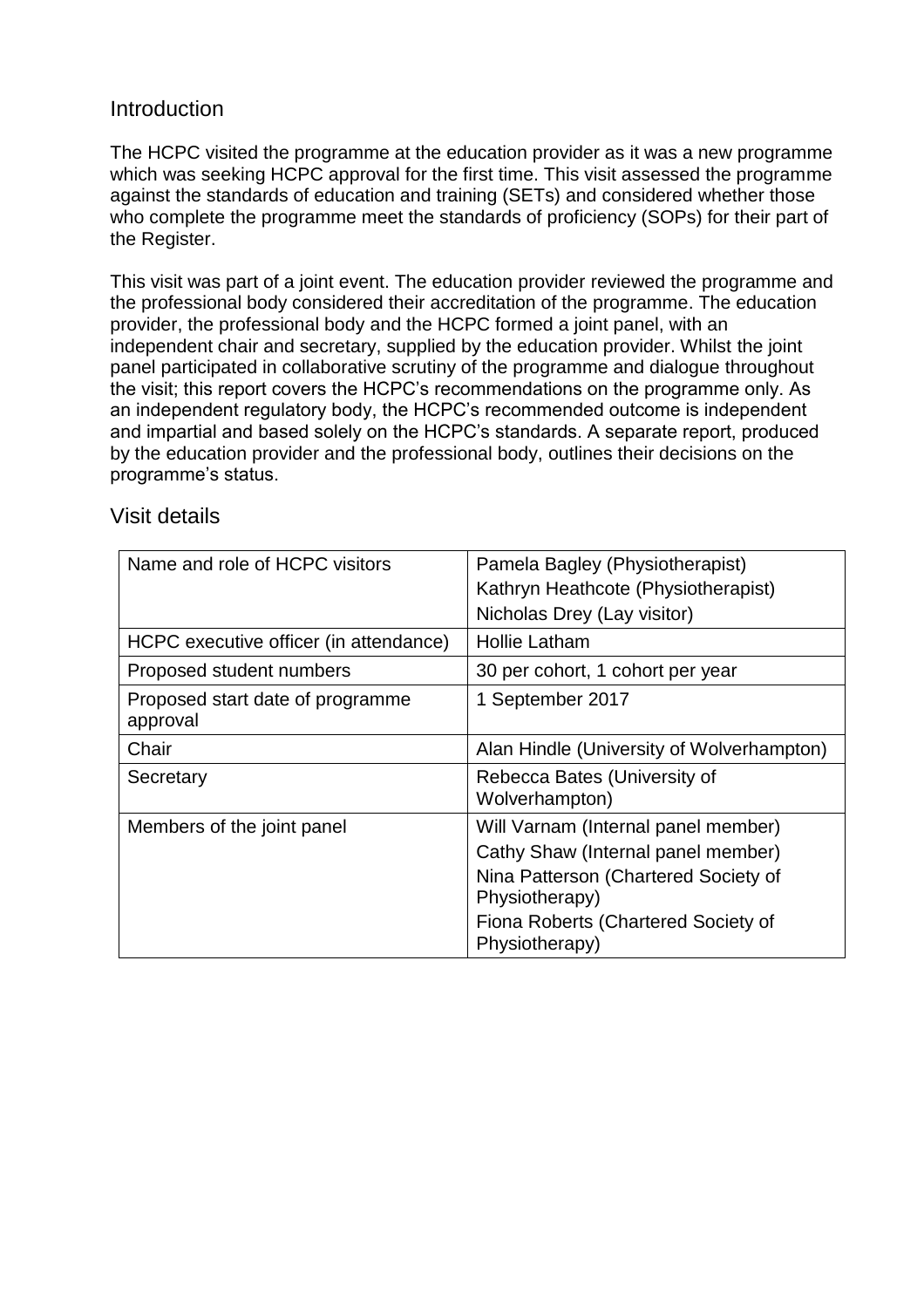## Introduction

The HCPC visited the programme at the education provider as it was a new programme which was seeking HCPC approval for the first time. This visit assessed the programme against the standards of education and training (SETs) and considered whether those who complete the programme meet the standards of proficiency (SOPs) for their part of the Register.

This visit was part of a joint event. The education provider reviewed the programme and the professional body considered their accreditation of the programme. The education provider, the professional body and the HCPC formed a joint panel, with an independent chair and secretary, supplied by the education provider. Whilst the joint panel participated in collaborative scrutiny of the programme and dialogue throughout the visit; this report covers the HCPC's recommendations on the programme only. As an independent regulatory body, the HCPC's recommended outcome is independent and impartial and based solely on the HCPC's standards. A separate report, produced by the education provider and the professional body, outlines their decisions on the programme's status.

## Visit details

| | |
|---|---|
| Name and role of HCPC visitors | Pamela Bagley (Physiotherapist)<br>Kathryn Heathcote (Physiotherapist)<br>Nicholas Drey (Lay visitor) |
| HCPC executive officer (in attendance) | Hollie Latham |
| Proposed student numbers | 30 per cohort, 1 cohort per year |
| Proposed start date of programme approval | 1 September 2017 |
| Chair | Alan Hindle (University of Wolverhampton) |
| Secretary | Rebecca Bates (University of Wolverhampton) |
| Members of the joint panel | Will Varnam (Internal panel member)<br>Cathy Shaw (Internal panel member)<br>Nina Patterson (Chartered Society of Physiotherapy)<br>Fiona Roberts (Chartered Society of Physiotherapy) |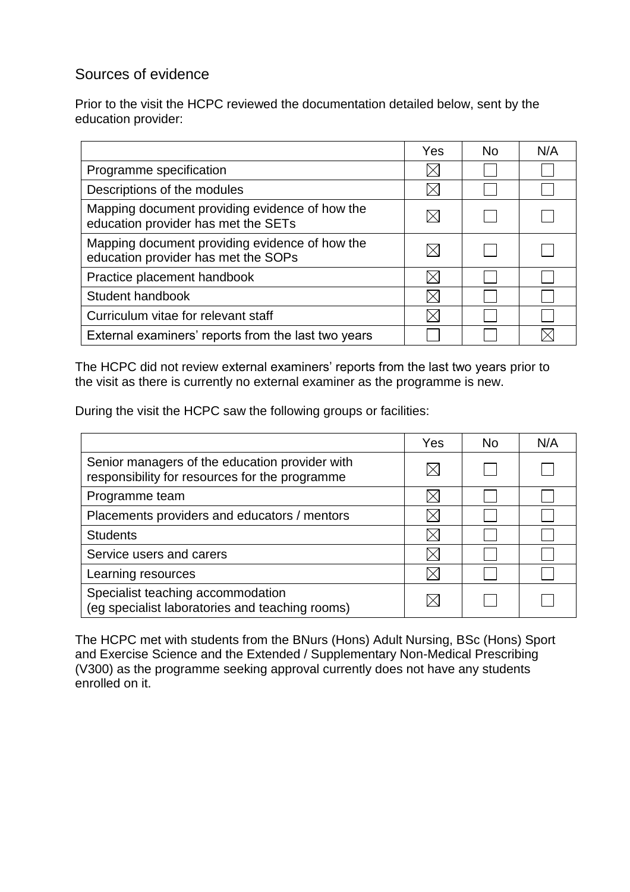## Sources of evidence

Prior to the visit the HCPC reviewed the documentation detailed below, sent by the education provider:

| | Yes | No | N/A |
|---|---|---|---|
| Programme specification | ☒ | ☐ | ☐ |
| Descriptions of the modules | ☒ | ☐ | ☐ |
| Mapping document providing evidence of how the education provider has met the SETs | ☒ | ☐ | ☐ |
| Mapping document providing evidence of how the education provider has met the SOPs | ☒ | ☐ | ☐ |
| Practice placement handbook | ☒ | ☐ | ☐ |
| Student handbook | ☒ | ☐ | ☐ |
| Curriculum vitae for relevant staff | ☒ | ☐ | ☐ |
| External examiners' reports from the last two years | ☐ | ☐ | ☒ |

The HCPC did not review external examiners' reports from the last two years prior to the visit as there is currently no external examiner as the programme is new.

During the visit the HCPC saw the following groups or facilities:

| | Yes | No | N/A |
|---|---|---|---|
| Senior managers of the education provider with responsibility for resources for the programme | ☒ | ☐ | ☐ |
| Programme team | ☒ | ☐ | ☐ |
| Placements providers and educators / mentors | ☒ | ☐ | ☐ |
| Students | ☒ | ☐ | ☐ |
| Service users and carers | ☒ | ☐ | ☐ |
| Learning resources | ☒ | ☐ | ☐ |
| Specialist teaching accommodation (eg specialist laboratories and teaching rooms) | ☒ | ☐ | ☐ |

The HCPC met with students from the BNurs (Hons) Adult Nursing, BSc (Hons) Sport and Exercise Science and the Extended / Supplementary Non-Medical Prescribing (V300) as the programme seeking approval currently does not have any students enrolled on it.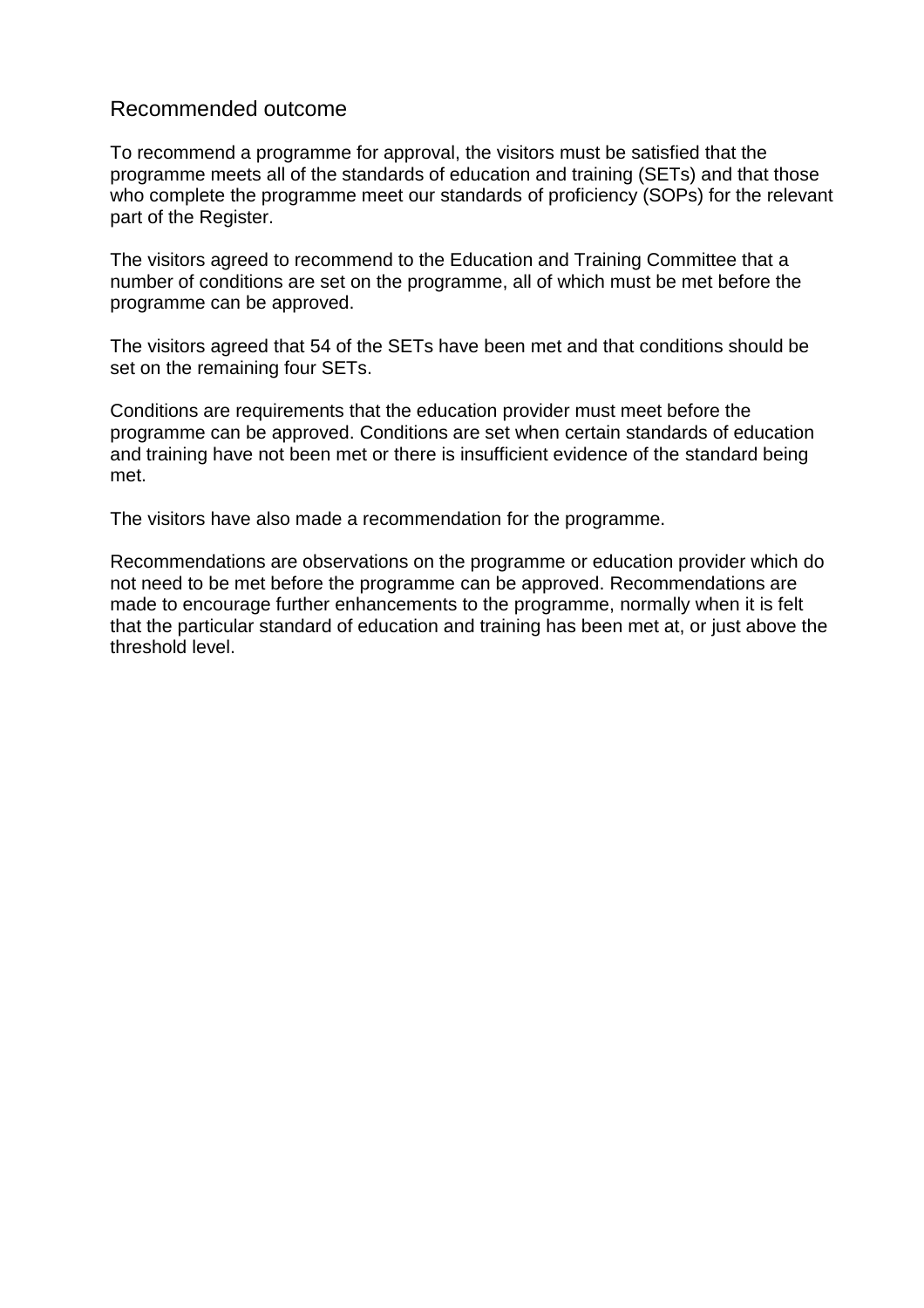## Recommended outcome

To recommend a programme for approval, the visitors must be satisfied that the programme meets all of the standards of education and training (SETs) and that those who complete the programme meet our standards of proficiency (SOPs) for the relevant part of the Register.

The visitors agreed to recommend to the Education and Training Committee that a number of conditions are set on the programme, all of which must be met before the programme can be approved.

The visitors agreed that 54 of the SETs have been met and that conditions should be set on the remaining four SETs.

Conditions are requirements that the education provider must meet before the programme can be approved. Conditions are set when certain standards of education and training have not been met or there is insufficient evidence of the standard being met.

The visitors have also made a recommendation for the programme.

Recommendations are observations on the programme or education provider which do not need to be met before the programme can be approved. Recommendations are made to encourage further enhancements to the programme, normally when it is felt that the particular standard of education and training has been met at, or just above the threshold level.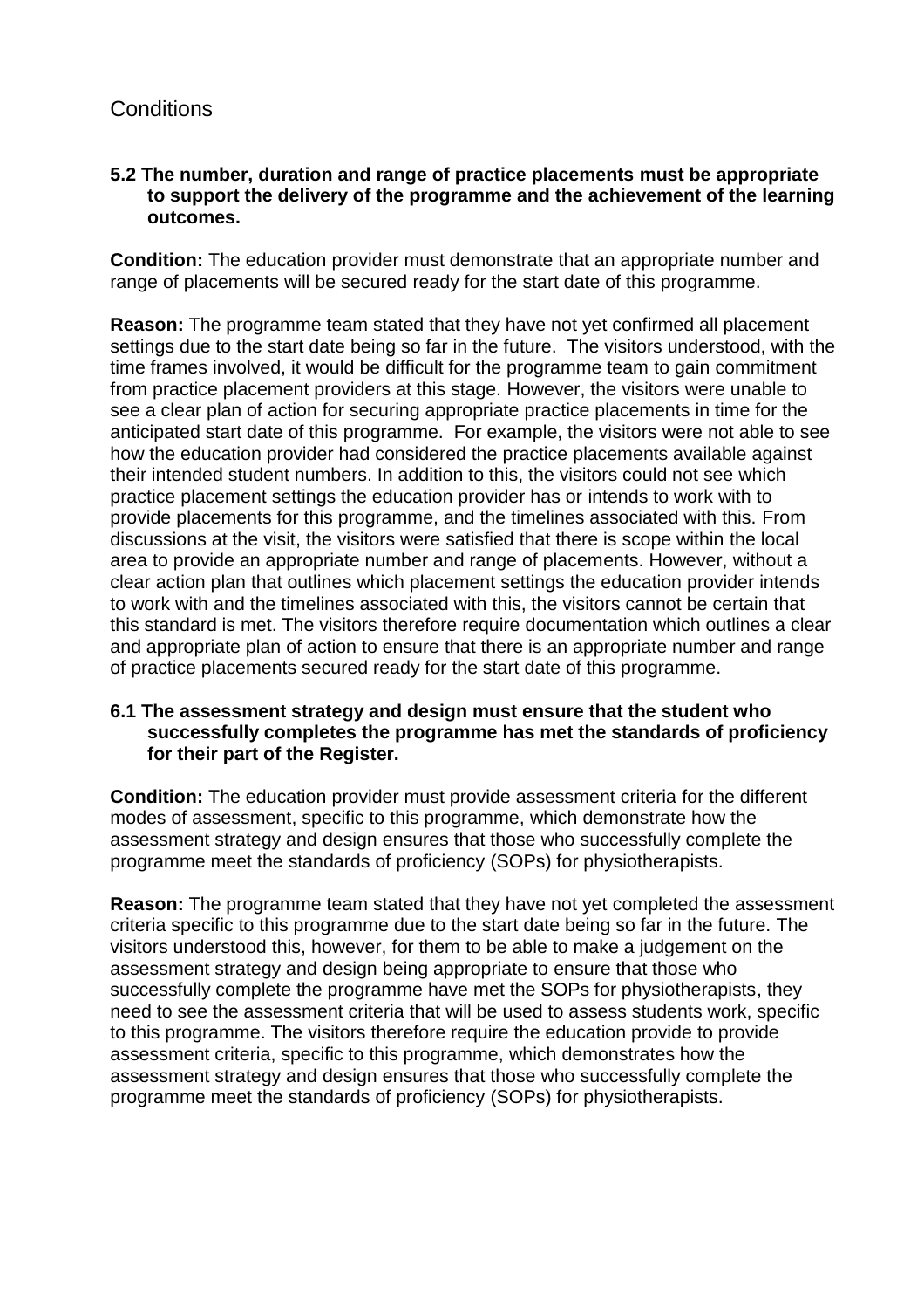# Conditions

**5.2 The number, duration and range of practice placements must be appropriate to support the delivery of the programme and the achievement of the learning outcomes.**

**Condition:** The education provider must demonstrate that an appropriate number and range of placements will be secured ready for the start date of this programme.

**Reason:** The programme team stated that they have not yet confirmed all placement settings due to the start date being so far in the future. The visitors understood, with the time frames involved, it would be difficult for the programme team to gain commitment from practice placement providers at this stage. However, the visitors were unable to see a clear plan of action for securing appropriate practice placements in time for the anticipated start date of this programme. For example, the visitors were not able to see how the education provider had considered the practice placements available against their intended student numbers. In addition to this, the visitors could not see which practice placement settings the education provider has or intends to work with to provide placements for this programme, and the timelines associated with this. From discussions at the visit, the visitors were satisfied that there is scope within the local area to provide an appropriate number and range of placements. However, without a clear action plan that outlines which placement settings the education provider intends to work with and the timelines associated with this, the visitors cannot be certain that this standard is met. The visitors therefore require documentation which outlines a clear and appropriate plan of action to ensure that there is an appropriate number and range of practice placements secured ready for the start date of this programme.

**6.1 The assessment strategy and design must ensure that the student who successfully completes the programme has met the standards of proficiency for their part of the Register.**

**Condition:** The education provider must provide assessment criteria for the different modes of assessment, specific to this programme, which demonstrate how the assessment strategy and design ensures that those who successfully complete the programme meet the standards of proficiency (SOPs) for physiotherapists.

**Reason:** The programme team stated that they have not yet completed the assessment criteria specific to this programme due to the start date being so far in the future. The visitors understood this, however, for them to be able to make a judgement on the assessment strategy and design being appropriate to ensure that those who successfully complete the programme have met the SOPs for physiotherapists, they need to see the assessment criteria that will be used to assess students work, specific to this programme. The visitors therefore require the education provide to provide assessment criteria, specific to this programme, which demonstrates how the assessment strategy and design ensures that those who successfully complete the programme meet the standards of proficiency (SOPs) for physiotherapists.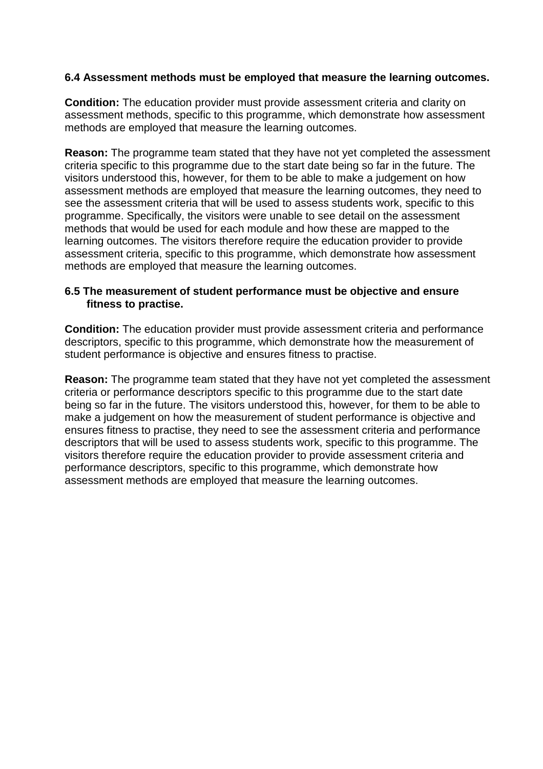**6.4 Assessment methods must be employed that measure the learning outcomes.**

**Condition:** The education provider must provide assessment criteria and clarity on assessment methods, specific to this programme, which demonstrate how assessment methods are employed that measure the learning outcomes.

**Reason:** The programme team stated that they have not yet completed the assessment criteria specific to this programme due to the start date being so far in the future. The visitors understood this, however, for them to be able to make a judgement on how assessment methods are employed that measure the learning outcomes, they need to see the assessment criteria that will be used to assess students work, specific to this programme. Specifically, the visitors were unable to see detail on the assessment methods that would be used for each module and how these are mapped to the learning outcomes. The visitors therefore require the education provider to provide assessment criteria, specific to this programme, which demonstrate how assessment methods are employed that measure the learning outcomes.

**6.5 The measurement of student performance must be objective and ensure fitness to practise.**

**Condition:** The education provider must provide assessment criteria and performance descriptors, specific to this programme, which demonstrate how the measurement of student performance is objective and ensures fitness to practise.

**Reason:** The programme team stated that they have not yet completed the assessment criteria or performance descriptors specific to this programme due to the start date being so far in the future. The visitors understood this, however, for them to be able to make a judgement on how the measurement of student performance is objective and ensures fitness to practise, they need to see the assessment criteria and performance descriptors that will be used to assess students work, specific to this programme. The visitors therefore require the education provider to provide assessment criteria and performance descriptors, specific to this programme, which demonstrate how assessment methods are employed that measure the learning outcomes.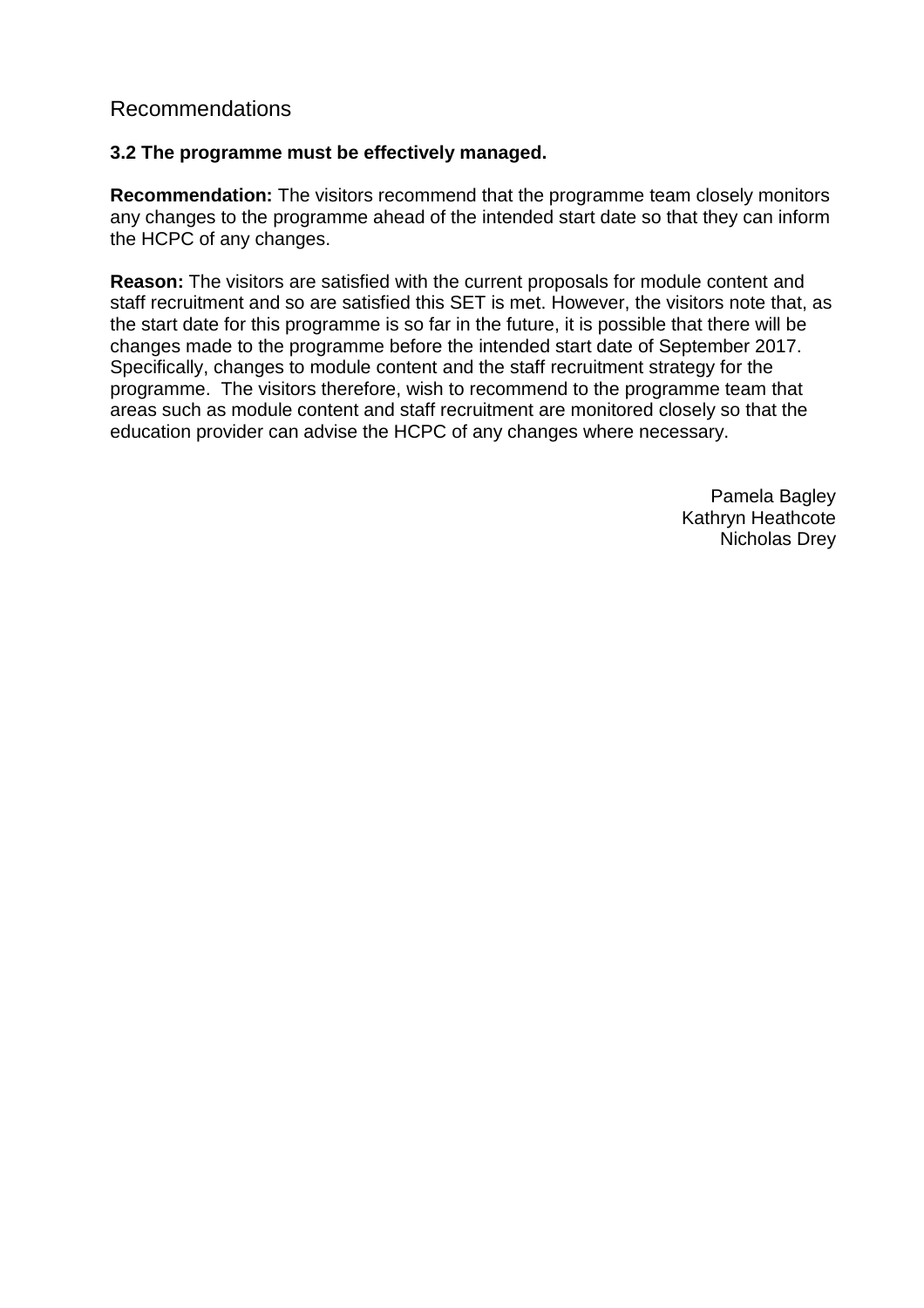## Recommendations

**3.2 The programme must be effectively managed.**

**Recommendation:** The visitors recommend that the programme team closely monitors any changes to the programme ahead of the intended start date so that they can inform the HCPC of any changes.

**Reason:** The visitors are satisfied with the current proposals for module content and staff recruitment and so are satisfied this SET is met. However, the visitors note that, as the start date for this programme is so far in the future, it is possible that there will be changes made to the programme before the intended start date of September 2017. Specifically, changes to module content and the staff recruitment strategy for the programme. The visitors therefore, wish to recommend to the programme team that areas such as module content and staff recruitment are monitored closely so that the education provider can advise the HCPC of any changes where necessary.

Pamela Bagley
Kathryn Heathcote
Nicholas Drey